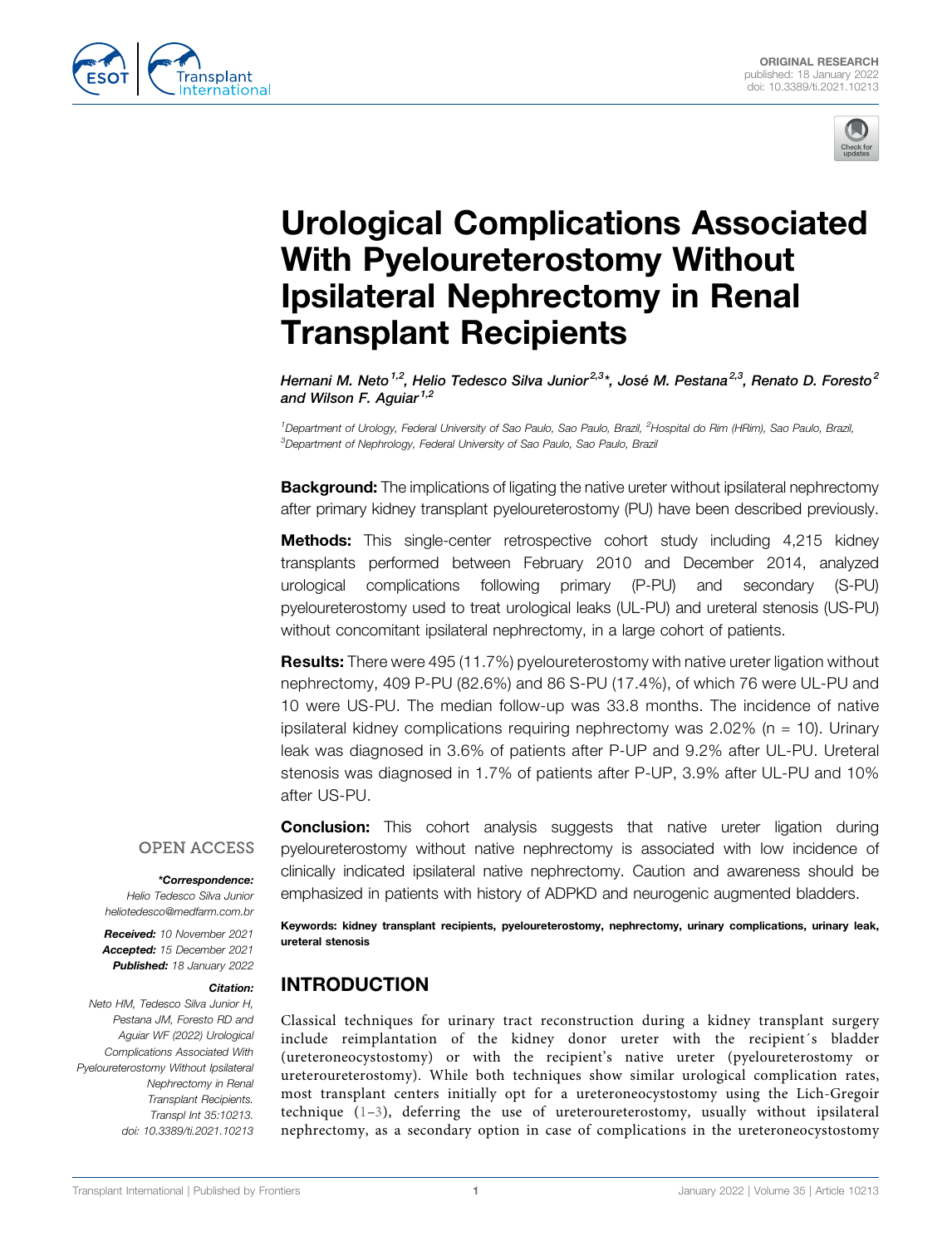ORIGINAL RESEARCH
published: 18 January 2022
doi: 10.3389/ti.2021.10213

# Urological Complications Associated With Pyeloureterostomy Without Ipsilateral Nephrectomy in Renal Transplant Recipients

*Hernani M. Neto*[1,2], *Helio Tedesco Silva Junior*[2,3]*, *José M. Pestana*[2,3], *Renato D. Foresto*[2] and *Wilson F. Aguiar*[1,2]

[1]Department of Urology, Federal University of Sao Paulo, Sao Paulo, Brazil, [2]Hospital do Rim (HRim), Sao Paulo, Brazil, [3]Department of Nephrology, Federal University of Sao Paulo, Sao Paulo, Brazil

**Background:** The implications of ligating the native ureter without ipsilateral nephrectomy after primary kidney transplant pyeloureterostomy (PU) have been described previously.

**Methods:** This single-center retrospective cohort study including 4,215 kidney transplants performed between February 2010 and December 2014, analyzed urological complications following primary (P-PU) and secondary (S-PU) pyeloureterostomy used to treat urological leaks (UL-PU) and ureteral stenosis (US-PU) without concomitant ipsilateral nephrectomy, in a large cohort of patients.

**Results:** There were 495 (11.7%) pyeloureterostomy with native ureter ligation without nephrectomy, 409 P-PU (82.6%) and 86 S-PU (17.4%), of which 76 were UL-PU and 10 were US-PU. The median follow-up was 33.8 months. The incidence of native ipsilateral kidney complications requiring nephrectomy was 2.02% (n = 10). Urinary leak was diagnosed in 3.6% of patients after P-UP and 9.2% after UL-PU. Ureteral stenosis was diagnosed in 1.7% of patients after P-UP, 3.9% after UL-PU and 10% after US-PU.

**Conclusion:** This cohort analysis suggests that native ureter ligation during pyeloureterostomy without native nephrectomy is associated with low incidence of clinically indicated ipsilateral native nephrectomy. Caution and awareness should be emphasized in patients with history of ADPKD and neurogenic augmented bladders.

**Keywords: kidney transplant recipients, pyeloureterostomy, nephrectomy, urinary complications, urinary leak, ureteral stenosis**

OPEN ACCESS

***Correspondence:**
*Helio Tedesco Silva Junior*
*heliotedesco@medfarm.com.br*

***Received:** 10 November 2021*
***Accepted:** 15 December 2021*
***Published:** 18 January 2022*

***Citation:***
*Neto HM, Tedesco Silva Junior H, Pestana JM, Foresto RD and Aguiar WF (2022) Urological Complications Associated With Pyeloureterostomy Without Ipsilateral Nephrectomy in Renal Transplant Recipients. Transpl Int 35:10213. doi: 10.3389/ti.2021.10213*

## INTRODUCTION

Classical techniques for urinary tract reconstruction during a kidney transplant surgery include reimplantation of the kidney donor ureter with the recipient´s bladder (ureteroneocystostomy) or with the recipient's native ureter (pyeloureterostomy or ureteroureterostomy). While both techniques show similar urological complication rates, most transplant centers initially opt for a ureteroneocystostomy using the Lich-Gregoir technique (1–3), deferring the use of ureteroureterostomy, usually without ipsilateral nephrectomy, as a secondary option in case of complications in the ureteroneocystostomy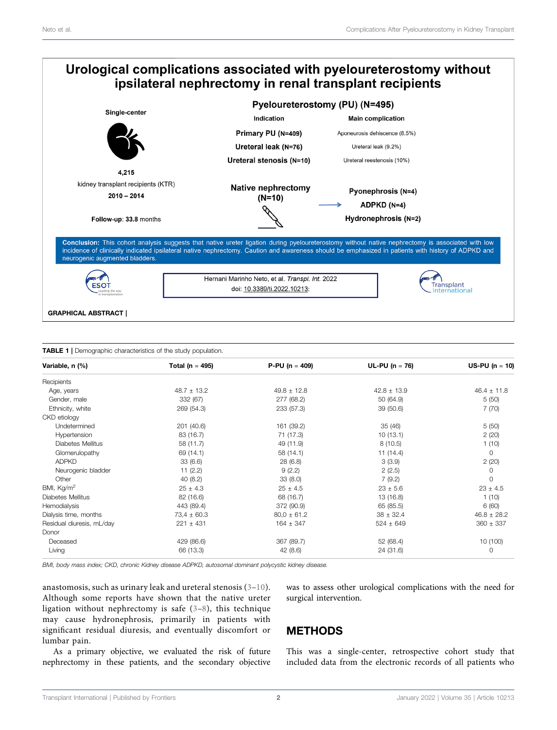# Urological complications associated with pyeloureterostomy without ipsilateral nephrectomy in renal transplant recipients

Single-center

4,215 kidney transplant recipients (KTR)

**2010 – 2014**

**Follow-up**: 33.8 months

**Pyeloureterostomy (PU) (N=495)**

| Indication | Main complication |
|---|---|
| Primary PU (N=409) | Aponeurosis dehiscence (8.5%) |
| Ureteral leak (N=76) | Ureteral leak (9.2%) |
| Ureteral stenosis (N=10) | Ureteral reestenosis (10%) |

**Native nephrectomy (N=10)** → Pyonephrosis (N=4), ADPKD (N=4), Hydronephrosis (N=2)

**Conclusion:** This cohort analysis suggests that native ureter ligation during pyeloureterostomy without native nephrectomy is associated with low incidence of clinically indicated ipsilateral native nephrectomy. Caution and awareness should be emphasized in patients with history of ADPKD and neurogenic augmented bladders.

Hernani Marinho Neto, et al. *Transpl. Int.* 2022
doi: 10.3389/ti.2022.10213;

**GRAPHICAL ABSTRACT |**

**TABLE 1 |** Demographic characteristics of the study population.

| Variable, n (%) | Total (n = 495) | P-PU (n = 409) | UL-PU (n = 76) | US-PU (n = 10) |
|---|---|---|---|---|
| Recipients | | | | |
| Age, years | 48.7 ± 13.2 | 49.8 ± 12.8 | 42.8 ± 13.9 | 46.4 ± 11.8 |
| Gender, male | 332 (67) | 277 (68.2) | 50 (64.9) | 5 (50) |
| Ethnicity, white | 269 (54.3) | 233 (57.3) | 39 (50.6) | 7 (70) |
| CKD etiology | | | | |
| Undetermined | 201 (40.6) | 161 (39.2) | 35 (46) | 5 (50) |
| Hypertension | 83 (16.7) | 71 (17.3) | 10 (13.1) | 2 (20) |
| Diabetes Mellitus | 58 (11.7) | 49 (11.9) | 8 (10.5) | 1 (10) |
| Glomerulopathy | 69 (14.1) | 58 (14.1) | 11 (14.4) | 0 |
| ADPKD | 33 (6.6) | 28 (6.8) | 3 (3.9) | 2 (20) |
| Neurogenic bladder | 11 (2.2) | 9 (2.2) | 2 (2.5) | 0 |
| Other | 40 (8.2) | 33 (8.0) | 7 (9.2) | 0 |
| BMI, Kg/m$^2$ | 25 ± 4.3 | 25 ± 4.5 | 23 ± 5.6 | 23 ± 4.5 |
| Diabetes Mellitus | 82 (16.6) | 68 (16.7) | 13 (16.8) | 1 (10) |
| Hemodialysis | 443 (89.4) | 372 (90.9) | 65 (85.5) | 6 (60) |
| Dialysis time, months | 73,4 ± 60.3 | 80,0 ± 61.2 | 38 ± 32.4 | 46.8 ± 28.2 |
| Residual diuresis, mL/day | 221 ± 431 | 164 ± 347 | 524 ± 649 | 360 ± 337 |
| Donor | | | | |
| Deceased | 429 (86.6) | 367 (89.7) | 52 (68.4) | 10 (100) |
| Living | 66 (13.3) | 42 (8.6) | 24 (31.6) | 0 |

*BMI, body mass index; CKD, chronic Kidney disease ADPKD, autosomal dominant polycystic kidney disease.*

anastomosis, such as urinary leak and ureteral stenosis (3–10). Although some reports have shown that the native ureter ligation without nephrectomy is safe (3–8), this technique may cause hydronephrosis, primarily in patients with significant residual diuresis, and eventually discomfort or lumbar pain.

As a primary objective, we evaluated the risk of future nephrectomy in these patients, and the secondary objective was to assess other urological complications with the need for surgical intervention.

## METHODS

This was a single-center, retrospective cohort study that included data from the electronic records of all patients who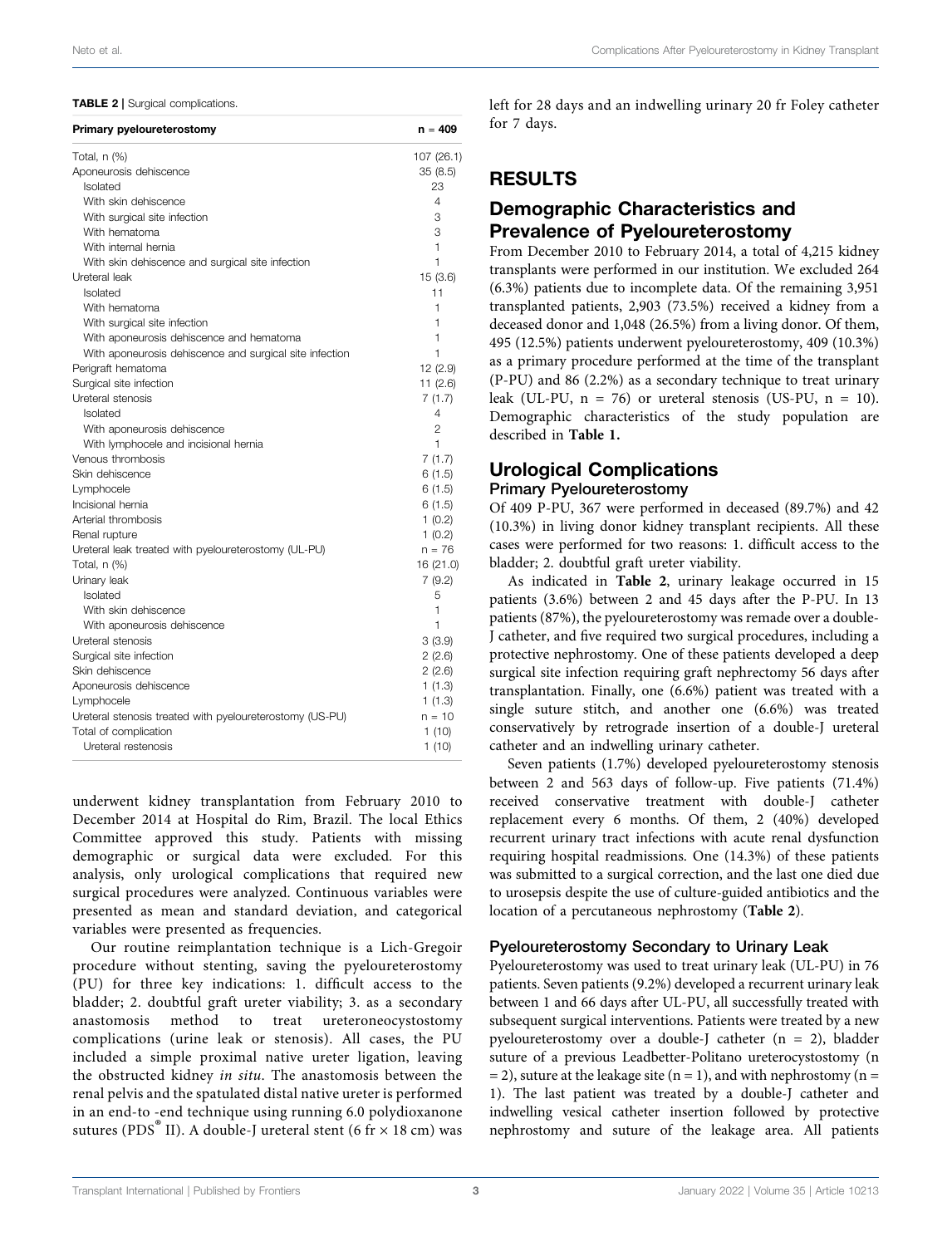**TABLE 2 |** Surgical complications.

| Primary pyeloureterostomy | n = 409 |
|---|---|
| Total, n (%) | 107 (26.1) |
| Aponeurosis dehiscence | 35 (8.5) |
| Isolated | 23 |
| With skin dehiscence | 4 |
| With surgical site infection | 3 |
| With hematoma | 3 |
| With internal hernia | 1 |
| With skin dehiscence and surgical site infection | 1 |
| Ureteral leak | 15 (3.6) |
| Isolated | 11 |
| With hematoma | 1 |
| With surgical site infection | 1 |
| With aponeurosis dehiscence and hematoma | 1 |
| With aponeurosis dehiscence and surgical site infection | 1 |
| Perigraft hematoma | 12 (2.9) |
| Surgical site infection | 11 (2.6) |
| Ureteral stenosis | 7 (1.7) |
| Isolated | 4 |
| With aponeurosis dehiscence | 2 |
| With lymphocele and incisional hernia | 1 |
| Venous thrombosis | 7 (1.7) |
| Skin dehiscence | 6 (1.5) |
| Lymphocele | 6 (1.5) |
| Incisional hernia | 6 (1.5) |
| Arterial thrombosis | 1 (0.2) |
| Renal rupture | 1 (0.2) |
| Ureteral leak treated with pyeloureterostomy (UL-PU) | n = 76 |
| Total, n (%) | 16 (21.0) |
| Urinary leak | 7 (9.2) |
| Isolated | 5 |
| With skin dehiscence | 1 |
| With aponeurosis dehiscence | 1 |
| Ureteral stenosis | 3 (3.9) |
| Surgical site infection | 2 (2.6) |
| Skin dehiscence | 2 (2.6) |
| Aponeurosis dehiscence | 1 (1.3) |
| Lymphocele | 1 (1.3) |
| Ureteral stenosis treated with pyeloureterostomy (US-PU) | n = 10 |
| Total of complication | 1 (10) |
| Ureteral restenosis | 1 (10) |

underwent kidney transplantation from February 2010 to December 2014 at Hospital do Rim, Brazil. The local Ethics Committee approved this study. Patients with missing demographic or surgical data were excluded. For this analysis, only urological complications that required new surgical procedures were analyzed. Continuous variables were presented as mean and standard deviation, and categorical variables were presented as frequencies.

Our routine reimplantation technique is a Lich-Gregoir procedure without stenting, saving the pyeloureterostomy (PU) for three key indications: 1. difficult access to the bladder; 2. doubtful graft ureter viability; 3. as a secondary anastomosis method to treat ureteroneocystostomy complications (urine leak or stenosis). All cases, the PU included a simple proximal native ureter ligation, leaving the obstructed kidney *in situ*. The anastomosis between the renal pelvis and the spatulated distal native ureter is performed in an end-to -end technique using running 6.0 polydioxanone sutures (PDS® II). A double-J ureteral stent (6 fr × 18 cm) was left for 28 days and an indwelling urinary 20 fr Foley catheter for 7 days.

## RESULTS

### Demographic Characteristics and Prevalence of Pyeloureterostomy

From December 2010 to February 2014, a total of 4,215 kidney transplants were performed in our institution. We excluded 264 (6.3%) patients due to incomplete data. Of the remaining 3,951 transplanted patients, 2,903 (73.5%) received a kidney from a deceased donor and 1,048 (26.5%) from a living donor. Of them, 495 (12.5%) patients underwent pyeloureterostomy, 409 (10.3%) as a primary procedure performed at the time of the transplant (P-PU) and 86 (2.2%) as a secondary technique to treat urinary leak (UL-PU, n = 76) or ureteral stenosis (US-PU, n = 10). Demographic characteristics of the study population are described in **Table 1.**

### Urological Complications

#### Primary Pyeloureterostomy

Of 409 P-PU, 367 were performed in deceased (89.7%) and 42 (10.3%) in living donor kidney transplant recipients. All these cases were performed for two reasons: 1. difficult access to the bladder; 2. doubtful graft ureter viability.

As indicated in **Table 2**, urinary leakage occurred in 15 patients (3.6%) between 2 and 45 days after the P-PU. In 13 patients (87%), the pyeloureterostomy was remade over a double-J catheter, and five required two surgical procedures, including a protective nephrostomy. One of these patients developed a deep surgical site infection requiring graft nephrectomy 56 days after transplantation. Finally, one (6.6%) patient was treated with a single suture stitch, and another one (6.6%) was treated conservatively by retrograde insertion of a double-J ureteral catheter and an indwelling urinary catheter.

Seven patients (1.7%) developed pyeloureterostomy stenosis between 2 and 563 days of follow-up. Five patients (71.4%) received conservative treatment with double-J catheter replacement every 6 months. Of them, 2 (40%) developed recurrent urinary tract infections with acute renal dysfunction requiring hospital readmissions. One (14.3%) of these patients was submitted to a surgical correction, and the last one died due to urosepsis despite the use of culture-guided antibiotics and the location of a percutaneous nephrostomy (**Table 2**).

#### Pyeloureterostomy Secondary to Urinary Leak

Pyeloureterostomy was used to treat urinary leak (UL-PU) in 76 patients. Seven patients (9.2%) developed a recurrent urinary leak between 1 and 66 days after UL-PU, all successfully treated with subsequent surgical interventions. Patients were treated by a new pyeloureterostomy over a double-J catheter (n = 2), bladder suture of a previous Leadbetter-Politano ureterocystostomy (n = 2), suture at the leakage site (n = 1), and with nephrostomy (n = 1). The last patient was treated by a double-J catheter and indwelling vesical catheter insertion followed by protective nephrostomy and suture of the leakage area. All patients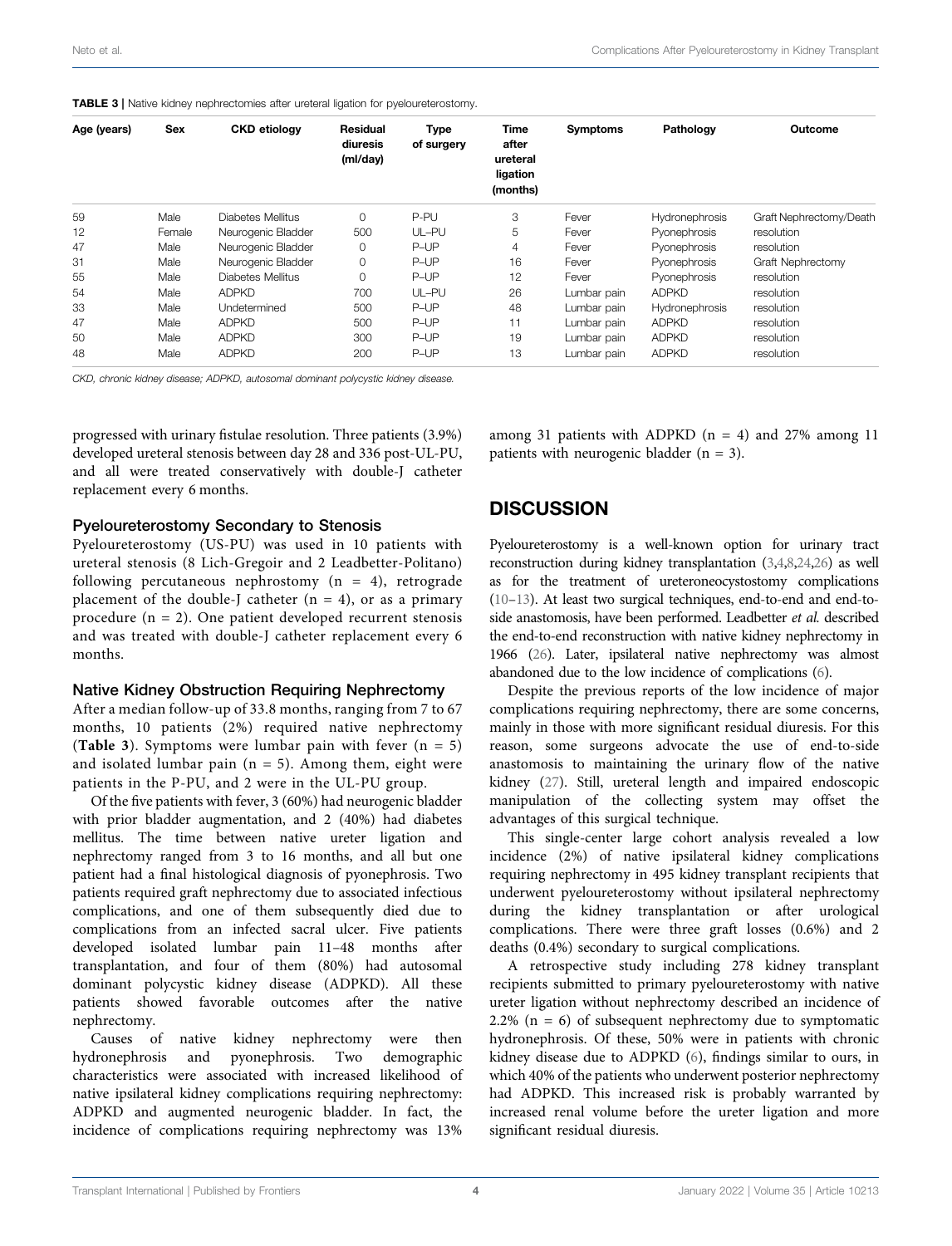**TABLE 3** | Native kidney nephrectomies after ureteral ligation for pyeloureterostomy.

| Age (years) | Sex | CKD etiology | Residual diuresis (ml/day) | Type of surgery | Time after ureteral ligation (months) | Symptoms | Pathology | Outcome |
|---|---|---|---|---|---|---|---|---|
| 59 | Male | Diabetes Mellitus | 0 | P-PU | 3 | Fever | Hydronephrosis | Graft Nephrectomy/Death |
| 12 | Female | Neurogenic Bladder | 500 | UL–PU | 5 | Fever | Pyonephrosis | resolution |
| 47 | Male | Neurogenic Bladder | 0 | P–UP | 4 | Fever | Pyonephrosis | resolution |
| 31 | Male | Neurogenic Bladder | 0 | P–UP | 16 | Fever | Pyonephrosis | Graft Nephrectomy |
| 55 | Male | Diabetes Mellitus | 0 | P–UP | 12 | Fever | Pyonephrosis | resolution |
| 54 | Male | ADPKD | 700 | UL–PU | 26 | Lumbar pain | ADPKD | resolution |
| 33 | Male | Undetermined | 500 | P–UP | 48 | Lumbar pain | Hydronephrosis | resolution |
| 47 | Male | ADPKD | 500 | P–UP | 11 | Lumbar pain | ADPKD | resolution |
| 50 | Male | ADPKD | 300 | P–UP | 19 | Lumbar pain | ADPKD | resolution |
| 48 | Male | ADPKD | 200 | P–UP | 13 | Lumbar pain | ADPKD | resolution |

*CKD, chronic kidney disease; ADPKD, autosomal dominant polycystic kidney disease.*

progressed with urinary fistulae resolution. Three patients (3.9%) developed ureteral stenosis between day 28 and 336 post-UL-PU, and all were treated conservatively with double-J catheter replacement every 6 months.

### Pyeloureterostomy Secondary to Stenosis

Pyeloureterostomy (US-PU) was used in 10 patients with ureteral stenosis (8 Lich-Gregoir and 2 Leadbetter-Politano) following percutaneous nephrostomy (n = 4), retrograde placement of the double-J catheter (n = 4), or as a primary procedure (n = 2). One patient developed recurrent stenosis and was treated with double-J catheter replacement every 6 months.

### Native Kidney Obstruction Requiring Nephrectomy

After a median follow-up of 33.8 months, ranging from 7 to 67 months, 10 patients (2%) required native nephrectomy (**Table 3**). Symptoms were lumbar pain with fever (n = 5) and isolated lumbar pain (n = 5). Among them, eight were patients in the P-PU, and 2 were in the UL-PU group.

Of the five patients with fever, 3 (60%) had neurogenic bladder with prior bladder augmentation, and 2 (40%) had diabetes mellitus. The time between native ureter ligation and nephrectomy ranged from 3 to 16 months, and all but one patient had a final histological diagnosis of pyonephrosis. Two patients required graft nephrectomy due to associated infectious complications, and one of them subsequently died due to complications from an infected sacral ulcer. Five patients developed isolated lumbar pain 11–48 months after transplantation, and four of them (80%) had autosomal dominant polycystic kidney disease (ADPKD). All these patients showed favorable outcomes after the native nephrectomy.

Causes of native kidney nephrectomy were then hydronephrosis and pyonephrosis. Two demographic characteristics were associated with increased likelihood of native ipsilateral kidney complications requiring nephrectomy: ADPKD and augmented neurogenic bladder. In fact, the incidence of complications requiring nephrectomy was 13% among 31 patients with ADPKD (n = 4) and 27% among 11 patients with neurogenic bladder (n = 3).

## DISCUSSION

Pyeloureterostomy is a well-known option for urinary tract reconstruction during kidney transplantation (3,4,8,24,26) as well as for the treatment of ureteroneocystostomy complications (10–13). At least two surgical techniques, end-to-end and end-to-side anastomosis, have been performed. Leadbetter *et al.* described the end-to-end reconstruction with native kidney nephrectomy in 1966 (26). Later, ipsilateral native nephrectomy was almost abandoned due to the low incidence of complications (6).

Despite the previous reports of the low incidence of major complications requiring nephrectomy, there are some concerns, mainly in those with more significant residual diuresis. For this reason, some surgeons advocate the use of end-to-side anastomosis to maintaining the urinary flow of the native kidney (27). Still, ureteral length and impaired endoscopic manipulation of the collecting system may offset the advantages of this surgical technique.

This single-center large cohort analysis revealed a low incidence (2%) of native ipsilateral kidney complications requiring nephrectomy in 495 kidney transplant recipients that underwent pyeloureterostomy without ipsilateral nephrectomy during the kidney transplantation or after urological complications. There were three graft losses (0.6%) and 2 deaths (0.4%) secondary to surgical complications.

A retrospective study including 278 kidney transplant recipients submitted to primary pyeloureterostomy with native ureter ligation without nephrectomy described an incidence of 2.2% (n = 6) of subsequent nephrectomy due to symptomatic hydronephrosis. Of these, 50% were in patients with chronic kidney disease due to ADPKD (6), findings similar to ours, in which 40% of the patients who underwent posterior nephrectomy had ADPKD. This increased risk is probably warranted by increased renal volume before the ureter ligation and more significant residual diuresis.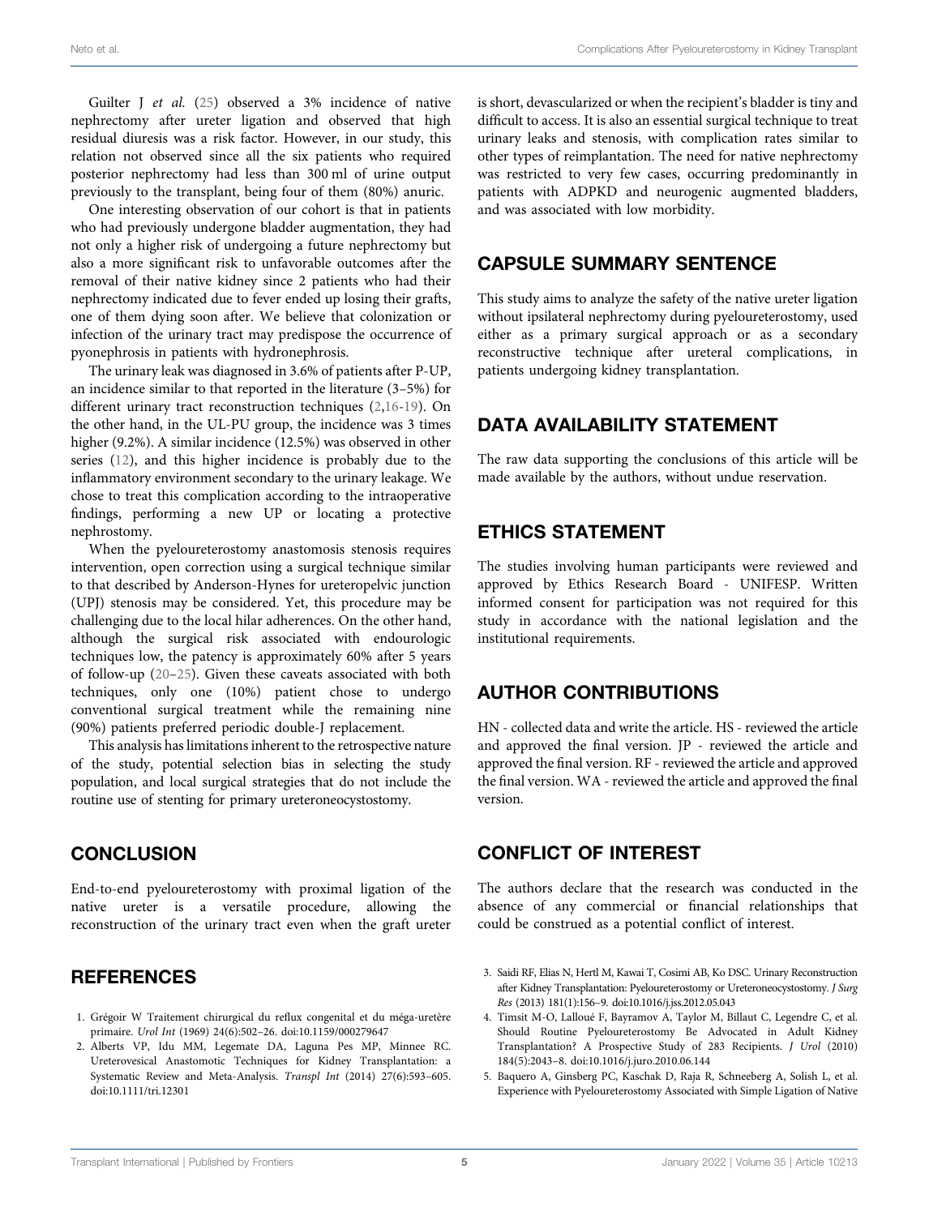Guilter J *et al.* (25) observed a 3% incidence of native nephrectomy after ureter ligation and observed that high residual diuresis was a risk factor. However, in our study, this relation not observed since all the six patients who required posterior nephrectomy had less than 300 ml of urine output previously to the transplant, being four of them (80%) anuric.

One interesting observation of our cohort is that in patients who had previously undergone bladder augmentation, they had not only a higher risk of undergoing a future nephrectomy but also a more significant risk to unfavorable outcomes after the removal of their native kidney since 2 patients who had their nephrectomy indicated due to fever ended up losing their grafts, one of them dying soon after. We believe that colonization or infection of the urinary tract may predispose the occurrence of pyonephrosis in patients with hydronephrosis.

The urinary leak was diagnosed in 3.6% of patients after P-UP, an incidence similar to that reported in the literature (3–5%) for different urinary tract reconstruction techniques (2,16-19). On the other hand, in the UL-PU group, the incidence was 3 times higher (9.2%). A similar incidence (12.5%) was observed in other series (12), and this higher incidence is probably due to the inflammatory environment secondary to the urinary leakage. We chose to treat this complication according to the intraoperative findings, performing a new UP or locating a protective nephrostomy.

When the pyeloureterostomy anastomosis stenosis requires intervention, open correction using a surgical technique similar to that described by Anderson-Hynes for ureteropelvic junction (UPJ) stenosis may be considered. Yet, this procedure may be challenging due to the local hilar adherences. On the other hand, although the surgical risk associated with endourologic techniques low, the patency is approximately 60% after 5 years of follow-up (20–25). Given these caveats associated with both techniques, only one (10%) patient chose to undergo conventional surgical treatment while the remaining nine (90%) patients preferred periodic double-J replacement.

This analysis has limitations inherent to the retrospective nature of the study, potential selection bias in selecting the study population, and local surgical strategies that do not include the routine use of stenting for primary ureteroneocystostomy.

## CONCLUSION

End-to-end pyeloureterostomy with proximal ligation of the native ureter is a versatile procedure, allowing the reconstruction of the urinary tract even when the graft ureter is short, devascularized or when the recipient's bladder is tiny and difficult to access. It is also an essential surgical technique to treat urinary leaks and stenosis, with complication rates similar to other types of reimplantation. The need for native nephrectomy was restricted to very few cases, occurring predominantly in patients with ADPKD and neurogenic augmented bladders, and was associated with low morbidity.

## CAPSULE SUMMARY SENTENCE

This study aims to analyze the safety of the native ureter ligation without ipsilateral nephrectomy during pyeloureterostomy, used either as a primary surgical approach or as a secondary reconstructive technique after ureteral complications, in patients undergoing kidney transplantation.

## DATA AVAILABILITY STATEMENT

The raw data supporting the conclusions of this article will be made available by the authors, without undue reservation.

## ETHICS STATEMENT

The studies involving human participants were reviewed and approved by Ethics Research Board - UNIFESP. Written informed consent for participation was not required for this study in accordance with the national legislation and the institutional requirements.

## AUTHOR CONTRIBUTIONS

HN - collected data and write the article. HS - reviewed the article and approved the final version. JP - reviewed the article and approved the final version. RF - reviewed the article and approved the final version. WA - reviewed the article and approved the final version.

## CONFLICT OF INTEREST

The authors declare that the research was conducted in the absence of any commercial or financial relationships that could be construed as a potential conflict of interest.

## REFERENCES

1. Grégoir W Traitement chirurgical du reflux congenital et du méga-uretère primaire. *Urol Int* (1969) 24(6):502–26. doi:10.1159/000279647
2. Alberts VP, Idu MM, Legemate DA, Laguna Pes MP, Minnee RC. Ureterovesical Anastomotic Techniques for Kidney Transplantation: a Systematic Review and Meta-Analysis. *Transpl Int* (2014) 27(6):593–605. doi:10.1111/tri.12301
3. Saidi RF, Elias N, Hertl M, Kawai T, Cosimi AB, Ko DSC. Urinary Reconstruction after Kidney Transplantation: Pyeloureterostomy or Ureteroneocystostomy. *J Surg Res* (2013) 181(1):156–9. doi:10.1016/j.jss.2012.05.043
4. Timsit M-O, Lalloué F, Bayramov A, Taylor M, Billaut C, Legendre C, et al. Should Routine Pyeloureterostomy Be Advocated in Adult Kidney Transplantation? A Prospective Study of 283 Recipients. *J Urol* (2010) 184(5):2043–8. doi:10.1016/j.juro.2010.06.144
5. Baquero A, Ginsberg PC, Kaschak D, Raja R, Schneeberg A, Solish L, et al. Experience with Pyeloureterostomy Associated with Simple Ligation of Native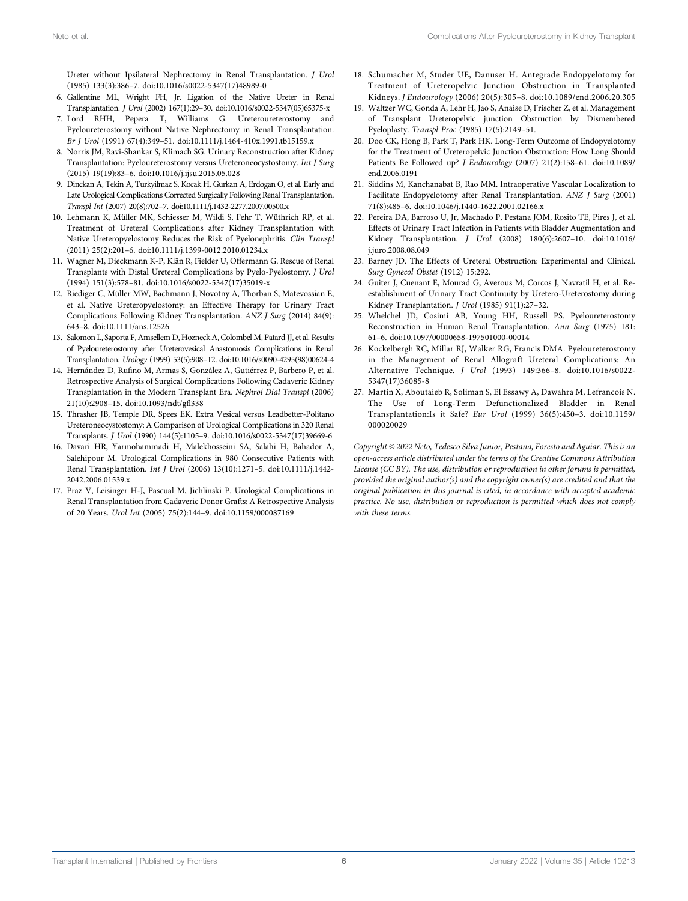Ureter without Ipsilateral Nephrectomy in Renal Transplantation. *J Urol* (1985) 133(3):386–7. doi:10.1016/s0022-5347(17)48989-0

6. Gallentine ML, Wright FH, Jr. Ligation of the Native Ureter in Renal Transplantation. *J Urol* (2002) 167(1):29–30. doi:10.1016/s0022-5347(05)65375-x
7. Lord RHH, Pepera T, Williams G. Ureteroureterostomy and Pyeloureterostomy without Native Nephrectomy in Renal Transplantation. *Br J Urol* (1991) 67(4):349–51. doi:10.1111/j.1464-410x.1991.tb15159.x
8. Norris JM, Ravi-Shankar S, Klimach SG. Urinary Reconstruction after Kidney Transplantation: Pyeloureterostomy versus Ureteroneocystostomy. *Int J Surg* (2015) 19(19):83–6. doi:10.1016/j.ijsu.2015.05.028
9. Dinckan A, Tekin A, Turkyilmaz S, Kocak H, Gurkan A, Erdogan O, et al. Early and Late Urological Complications Corrected Surgically Following Renal Transplantation. *Transpl Int* (2007) 20(8):702–7. doi:10.1111/j.1432-2277.2007.00500.x
10. Lehmann K, Müller MK, Schiesser M, Wildi S, Fehr T, Wüthrich RP, et al. Treatment of Ureteral Complications after Kidney Transplantation with Native Ureteropyelostomy Reduces the Risk of Pyelonephritis. *Clin Transpl* (2011) 25(2):201–6. doi:10.1111/j.1399-0012.2010.01234.x
11. Wagner M, Dieckmann K-P, Klän R, Fielder U, Offermann G. Rescue of Renal Transplants with Distal Ureteral Complications by Pyelo-Pyelostomy. *J Urol* (1994) 151(3):578–81. doi:10.1016/s0022-5347(17)35019-x
12. Riediger C, Müller MW, Bachmann J, Novotny A, Thorban S, Matevossian E, et al. Native Ureteropyelostomy: an Effective Therapy for Urinary Tract Complications Following Kidney Transplantation. *ANZ J Surg* (2014) 84(9): 643–8. doi:10.1111/ans.12526
13. Salomon L, Saporta F, Amsellem D, Hozneck A, Colombel M, Patard JJ, et al. Results of Pyeloureterostomy after Ureterovesical Anastomosis Complications in Renal Transplantation. *Urology* (1999) 53(5):908–12. doi:10.1016/s0090-4295(98)00624-4
14. Hernández D, Rufino M, Armas S, González A, Gutiérrez P, Barbero P, et al. Retrospective Analysis of Surgical Complications Following Cadaveric Kidney Transplantation in the Modern Transplant Era. *Nephrol Dial Transpl* (2006) 21(10):2908–15. doi:10.1093/ndt/gfl338
15. Thrasher JB, Temple DR, Spees EK. Extra Vesical versus Leadbetter-Politano Ureteroneocystostomy: A Comparison of Urological Complications in 320 Renal Transplants. *J Urol* (1990) 144(5):1105–9. doi:10.1016/s0022-5347(17)39669-6
16. Davari HR, Yarmohammadi H, Malekhosseini SA, Salahi H, Bahador A, Salehipour M. Urological Complications in 980 Consecutive Patients with Renal Transplantation. *Int J Urol* (2006) 13(10):1271–5. doi:10.1111/j.1442-2042.2006.01539.x
17. Praz V, Leisinger H-J, Pascual M, Jichlinski P. Urological Complications in Renal Transplantation from Cadaveric Donor Grafts: A Retrospective Analysis of 20 Years. *Urol Int* (2005) 75(2):144–9. doi:10.1159/000087169
18. Schumacher M, Studer UE, Danuser H. Antegrade Endopyelotomy for Treatment of Ureteropelvic Junction Obstruction in Transplanted Kidneys. *J Endourology* (2006) 20(5):305–8. doi:10.1089/end.2006.20.305
19. Waltzer WC, Gonda A, Lehr H, Jao S, Anaise D, Frischer Z, et al. Management of Transplant Ureteropelvic junction Obstruction by Dismembered Pyeloplasty. *Transpl Proc* (1985) 17(5):2149–51.
20. Doo CK, Hong B, Park T, Park HK. Long-Term Outcome of Endopyelotomy for the Treatment of Ureteropelvic Junction Obstruction: How Long Should Patients Be Followed up? *J Endourology* (2007) 21(2):158–61. doi:10.1089/end.2006.0191
21. Siddins M, Kanchanabat B, Rao MM. Intraoperative Vascular Localization to Facilitate Endopyelotomy after Renal Transplantation. *ANZ J Surg* (2001) 71(8):485–6. doi:10.1046/j.1440-1622.2001.02166.x
22. Pereira DA, Barroso U, Jr, Machado P, Pestana JOM, Rosito TE, Pires J, et al. Effects of Urinary Tract Infection in Patients with Bladder Augmentation and Kidney Transplantation. *J Urol* (2008) 180(6):2607–10. doi:10.1016/j.juro.2008.08.049
23. Barney JD. The Effects of Ureteral Obstruction: Experimental and Clinical. *Surg Gynecol Obstet* (1912) 15:292.
24. Guiter J, Cuenant E, Mourad G, Averous M, Corcos J, Navratil H, et al. Re-establishment of Urinary Tract Continuity by Uretero-Ureterostomy during Kidney Transplantation. *J Urol* (1985) 91(1):27–32.
25. Whelchel JD, Cosimi AB, Young HH, Russell PS. Pyeloureterostomy Reconstruction in Human Renal Transplantation. *Ann Surg* (1975) 181: 61–6. doi:10.1097/00000658-197501000-00014
26. Kockelbergh RC, Millar RJ, Walker RG, Francis DMA. Pyeloureterostomy in the Management of Renal Allograft Ureteral Complications: An Alternative Technique. *J Urol* (1993) 149:366–8. doi:10.1016/s0022-5347(17)36085-8
27. Martin X, Aboutaieb R, Soliman S, El Essawy A, Dawahra M, Lefrancois N. The Use of Long-Term Defunctionalized Bladder in Renal Transplantation:Is it Safe? *Eur Urol* (1999) 36(5):450–3. doi:10.1159/000020029

*Copyright © 2022 Neto, Tedesco Silva Junior, Pestana, Foresto and Aguiar. This is an open-access article distributed under the terms of the Creative Commons Attribution License (CC BY). The use, distribution or reproduction in other forums is permitted, provided the original author(s) and the copyright owner(s) are credited and that the original publication in this journal is cited, in accordance with accepted academic practice. No use, distribution or reproduction is permitted which does not comply with these terms.*